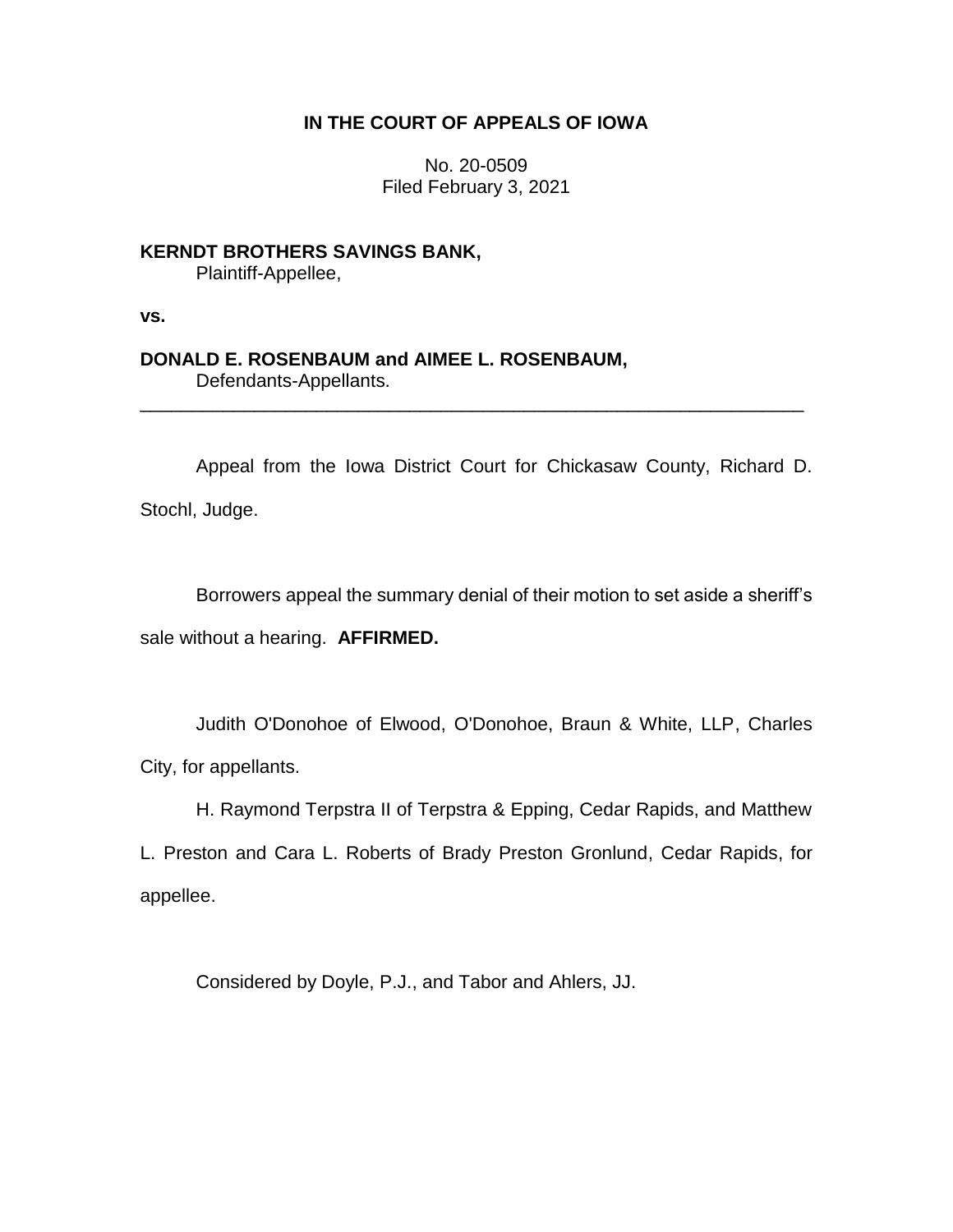**IN THE COURT OF APPEALS OF IOWA**

No. 20-0509
Filed February 3, 2021

**KERNDT BROTHERS SAVINGS BANK,**
Plaintiff-Appellee,

**vs.**

**DONALD E. ROSENBAUM and AIMEE L. ROSENBAUM,**
Defendants-Appellants.

---

Appeal from the Iowa District Court for Chickasaw County, Richard D. Stochl, Judge.

Borrowers appeal the summary denial of their motion to set aside a sheriff's sale without a hearing. **AFFIRMED.**

Judith O'Donohoe of Elwood, O'Donohoe, Braun & White, LLP, Charles City, for appellants.

H. Raymond Terpstra II of Terpstra & Epping, Cedar Rapids, and Matthew L. Preston and Cara L. Roberts of Brady Preston Gronlund, Cedar Rapids, for appellee.

Considered by Doyle, P.J., and Tabor and Ahlers, JJ.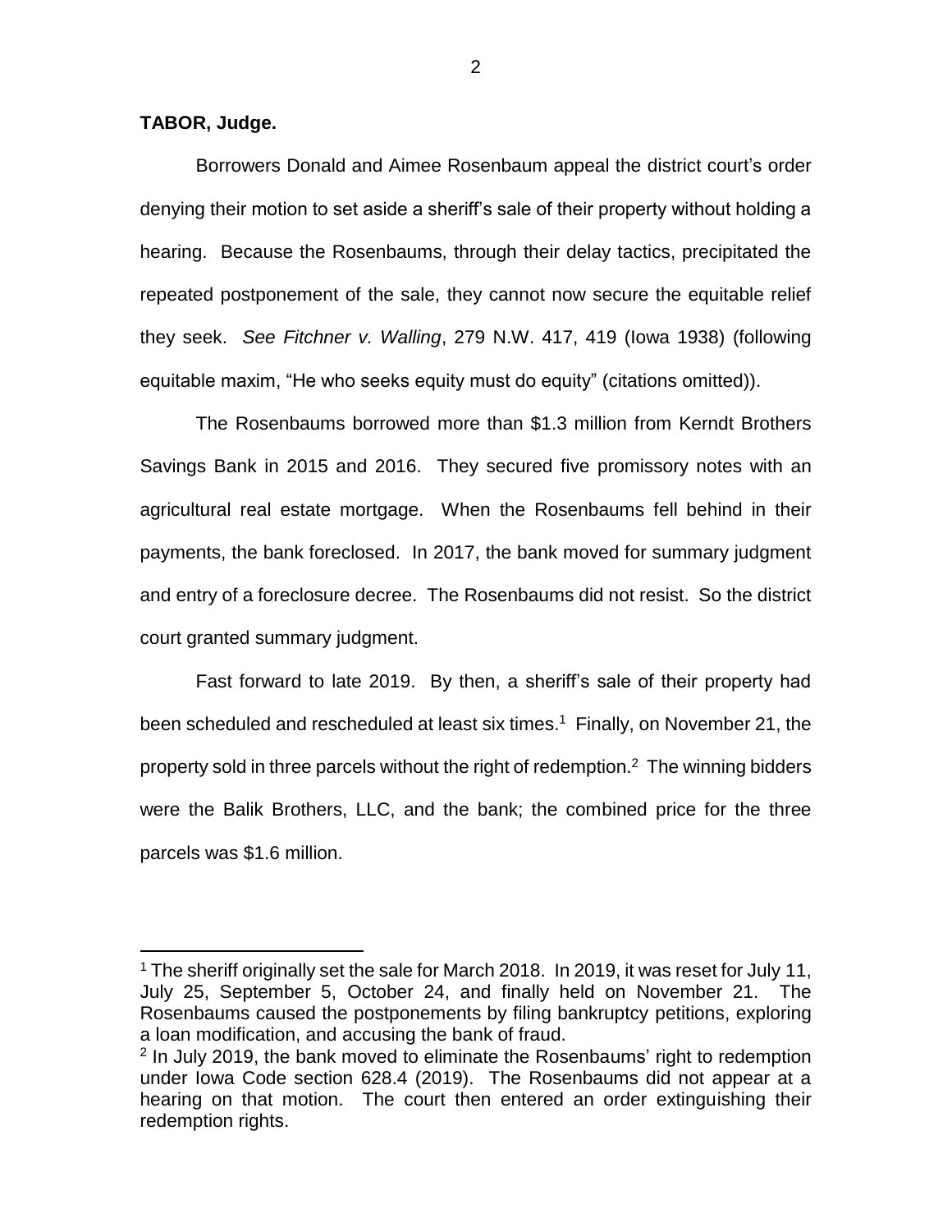**TABOR, Judge.**

Borrowers Donald and Aimee Rosenbaum appeal the district court's order denying their motion to set aside a sheriff's sale of their property without holding a hearing. Because the Rosenbaums, through their delay tactics, precipitated the repeated postponement of the sale, they cannot now secure the equitable relief they seek. *See Fitchner v. Walling*, 279 N.W. 417, 419 (Iowa 1938) (following equitable maxim, "He who seeks equity must do equity" (citations omitted)).

The Rosenbaums borrowed more than $1.3 million from Kerndt Brothers Savings Bank in 2015 and 2016. They secured five promissory notes with an agricultural real estate mortgage. When the Rosenbaums fell behind in their payments, the bank foreclosed. In 2017, the bank moved for summary judgment and entry of a foreclosure decree. The Rosenbaums did not resist. So the district court granted summary judgment.

Fast forward to late 2019. By then, a sheriff's sale of their property had been scheduled and rescheduled at least six times.[1] Finally, on November 21, the property sold in three parcels without the right of redemption.[2] The winning bidders were the Balik Brothers, LLC, and the bank; the combined price for the three parcels was $1.6 million.

---

[1] The sheriff originally set the sale for March 2018. In 2019, it was reset for July 11, July 25, September 5, October 24, and finally held on November 21. The Rosenbaums caused the postponements by filing bankruptcy petitions, exploring a loan modification, and accusing the bank of fraud.

[2] In July 2019, the bank moved to eliminate the Rosenbaums' right to redemption under Iowa Code section 628.4 (2019). The Rosenbaums did not appear at a hearing on that motion. The court then entered an order extinguishing their redemption rights.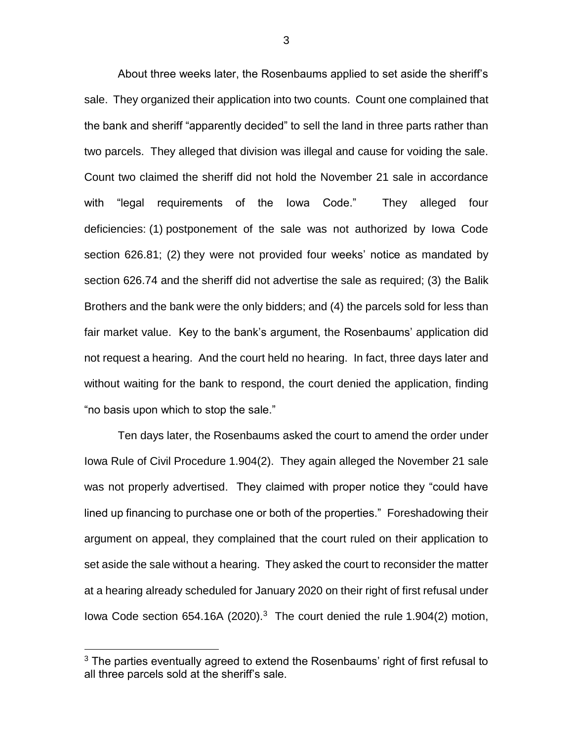About three weeks later, the Rosenbaums applied to set aside the sheriff's sale. They organized their application into two counts. Count one complained that the bank and sheriff "apparently decided" to sell the land in three parts rather than two parcels. They alleged that division was illegal and cause for voiding the sale. Count two claimed the sheriff did not hold the November 21 sale in accordance with "legal requirements of the Iowa Code." They alleged four deficiencies: (1) postponement of the sale was not authorized by Iowa Code section 626.81; (2) they were not provided four weeks' notice as mandated by section 626.74 and the sheriff did not advertise the sale as required; (3) the Balik Brothers and the bank were the only bidders; and (4) the parcels sold for less than fair market value. Key to the bank's argument, the Rosenbaums' application did not request a hearing. And the court held no hearing. In fact, three days later and without waiting for the bank to respond, the court denied the application, finding "no basis upon which to stop the sale."

Ten days later, the Rosenbaums asked the court to amend the order under Iowa Rule of Civil Procedure 1.904(2). They again alleged the November 21 sale was not properly advertised. They claimed with proper notice they "could have lined up financing to purchase one or both of the properties." Foreshadowing their argument on appeal, they complained that the court ruled on their application to set aside the sale without a hearing. They asked the court to reconsider the matter at a hearing already scheduled for January 2020 on their right of first refusal under Iowa Code section 654.16A (2020).[3] The court denied the rule 1.904(2) motion,

[3] The parties eventually agreed to extend the Rosenbaums' right of first refusal to all three parcels sold at the sheriff's sale.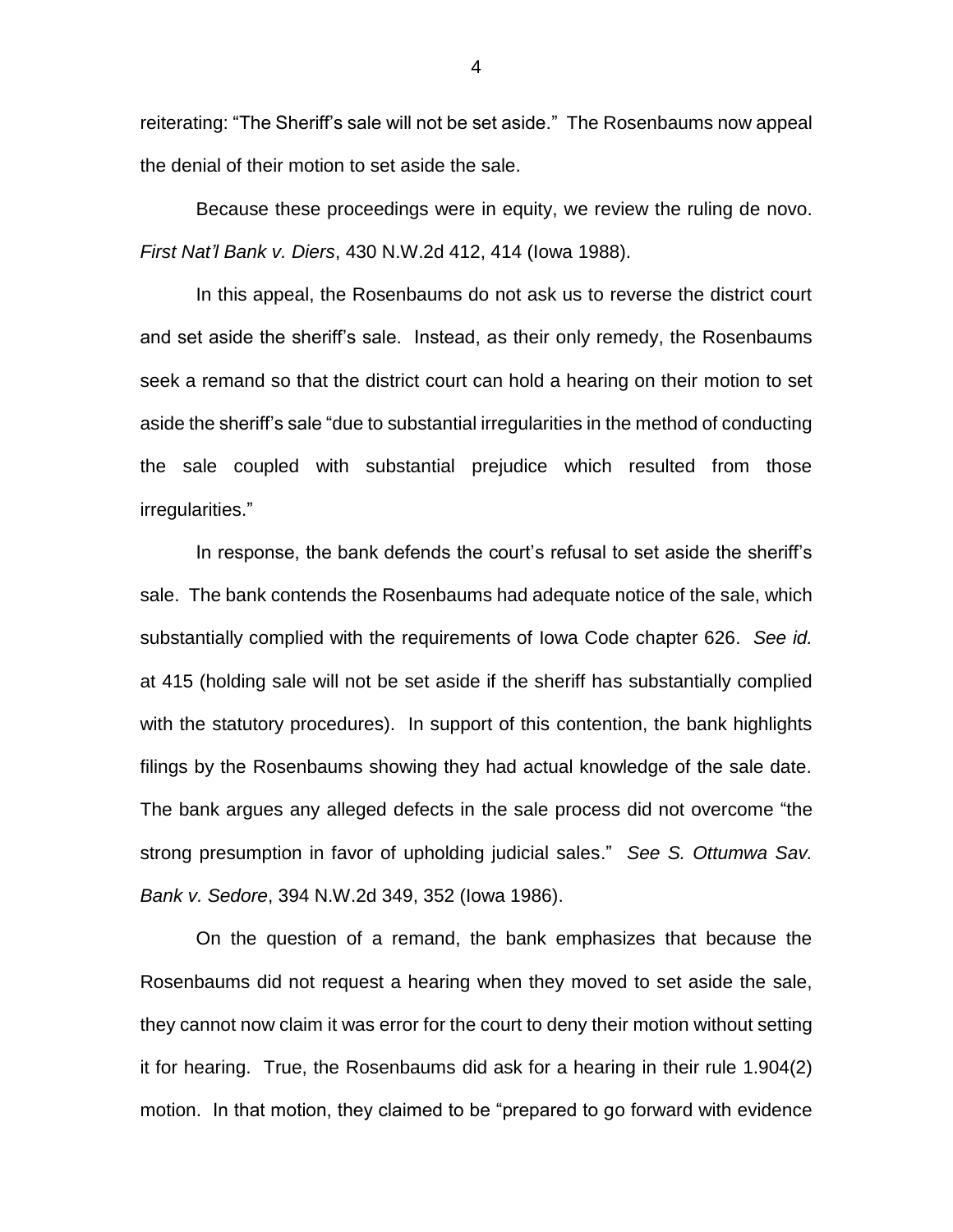reiterating: "The Sheriff's sale will not be set aside." The Rosenbaums now appeal the denial of their motion to set aside the sale.

Because these proceedings were in equity, we review the ruling de novo. *First Nat'l Bank v. Diers*, 430 N.W.2d 412, 414 (Iowa 1988).

In this appeal, the Rosenbaums do not ask us to reverse the district court and set aside the sheriff's sale. Instead, as their only remedy, the Rosenbaums seek a remand so that the district court can hold a hearing on their motion to set aside the sheriff's sale "due to substantial irregularities in the method of conducting the sale coupled with substantial prejudice which resulted from those irregularities."

In response, the bank defends the court's refusal to set aside the sheriff's sale. The bank contends the Rosenbaums had adequate notice of the sale, which substantially complied with the requirements of Iowa Code chapter 626. *See id.* at 415 (holding sale will not be set aside if the sheriff has substantially complied with the statutory procedures). In support of this contention, the bank highlights filings by the Rosenbaums showing they had actual knowledge of the sale date. The bank argues any alleged defects in the sale process did not overcome "the strong presumption in favor of upholding judicial sales." *See S. Ottumwa Sav. Bank v. Sedore*, 394 N.W.2d 349, 352 (Iowa 1986).

On the question of a remand, the bank emphasizes that because the Rosenbaums did not request a hearing when they moved to set aside the sale, they cannot now claim it was error for the court to deny their motion without setting it for hearing. True, the Rosenbaums did ask for a hearing in their rule 1.904(2) motion. In that motion, they claimed to be "prepared to go forward with evidence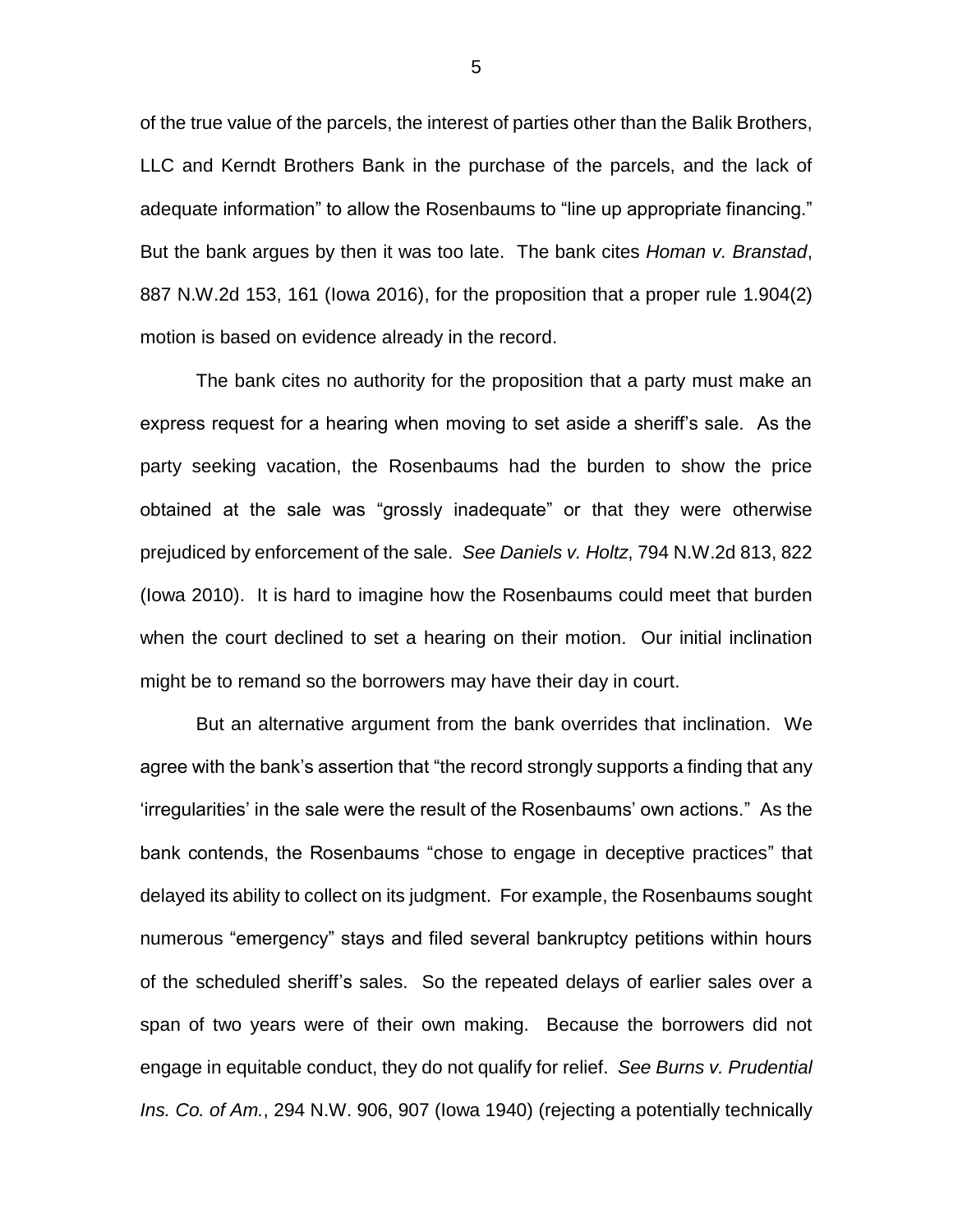of the true value of the parcels, the interest of parties other than the Balik Brothers, LLC and Kerndt Brothers Bank in the purchase of the parcels, and the lack of adequate information" to allow the Rosenbaums to "line up appropriate financing." But the bank argues by then it was too late. The bank cites *Homan v. Branstad*, 887 N.W.2d 153, 161 (Iowa 2016), for the proposition that a proper rule 1.904(2) motion is based on evidence already in the record.

The bank cites no authority for the proposition that a party must make an express request for a hearing when moving to set aside a sheriff's sale. As the party seeking vacation, the Rosenbaums had the burden to show the price obtained at the sale was "grossly inadequate" or that they were otherwise prejudiced by enforcement of the sale. *See Daniels v. Holtz*, 794 N.W.2d 813, 822 (Iowa 2010). It is hard to imagine how the Rosenbaums could meet that burden when the court declined to set a hearing on their motion. Our initial inclination might be to remand so the borrowers may have their day in court.

But an alternative argument from the bank overrides that inclination. We agree with the bank's assertion that "the record strongly supports a finding that any 'irregularities' in the sale were the result of the Rosenbaums' own actions." As the bank contends, the Rosenbaums "chose to engage in deceptive practices" that delayed its ability to collect on its judgment. For example, the Rosenbaums sought numerous "emergency" stays and filed several bankruptcy petitions within hours of the scheduled sheriff's sales. So the repeated delays of earlier sales over a span of two years were of their own making. Because the borrowers did not engage in equitable conduct, they do not qualify for relief. *See Burns v. Prudential Ins. Co. of Am.*, 294 N.W. 906, 907 (Iowa 1940) (rejecting a potentially technically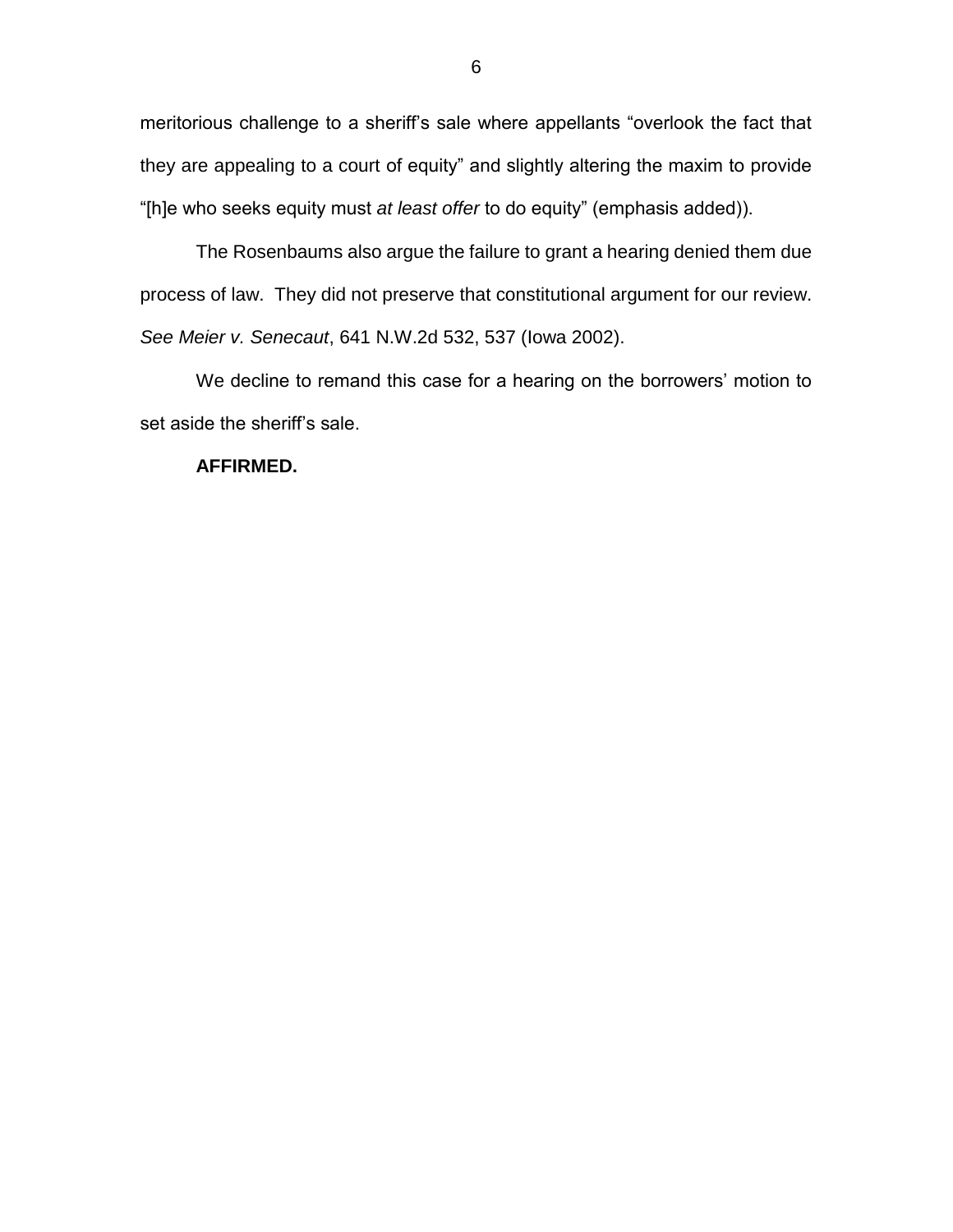meritorious challenge to a sheriff's sale where appellants "overlook the fact that they are appealing to a court of equity" and slightly altering the maxim to provide "[h]e who seeks equity must *at least offer* to do equity" (emphasis added)).

The Rosenbaums also argue the failure to grant a hearing denied them due process of law. They did not preserve that constitutional argument for our review. *See Meier v. Senecaut*, 641 N.W.2d 532, 537 (Iowa 2002).

We decline to remand this case for a hearing on the borrowers' motion to set aside the sheriff's sale.

**AFFIRMED.**